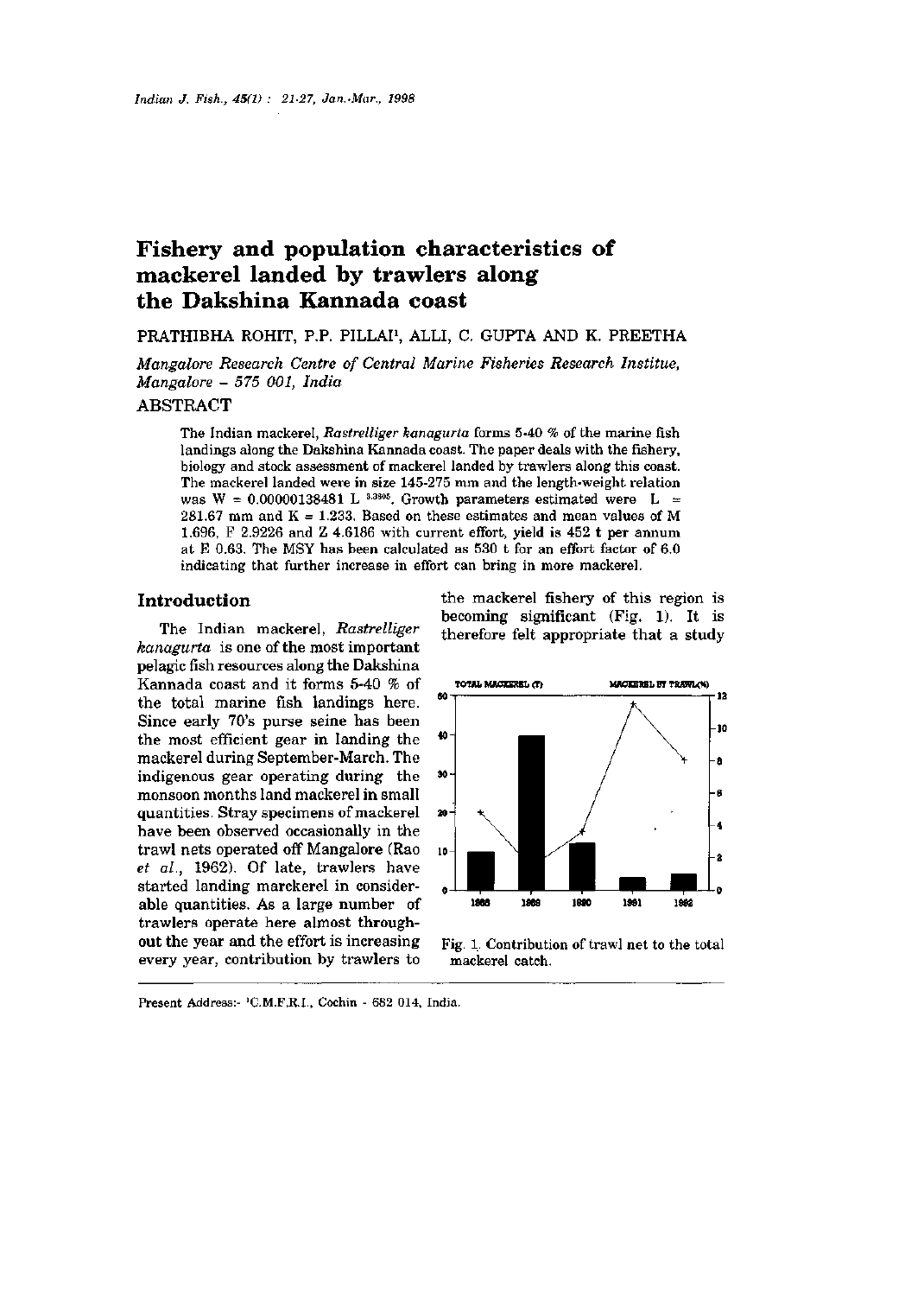# Fishery and population characteristics of mackerel landed by trawlers along the Dakshina Kannada coast

PRATHIBHA ROHIT, P.P. PILLAI[1], ALLI, C. GUPTA AND K. PREETHA

*Mangalore Research Centre of Central Marine Fisheries Research Institue, Mangalore – 575 001, India*

## ABSTRACT

The Indian mackerel, *Rastrelliger kanagurta* forms 5-40 % of the marine fish landings along the Dakshina Kannada coast. The paper deals with the fishery, biology and stock assessment of mackerel landed by trawlers along this coast. The mackerel landed were in size 145-275 mm and the length-weight relation was $W = 0.00000138481 L^{3.3905}$. Growth parameters estimated were $L_\infty$ = 281.67 mm and K = 1.233. Based on these estimates and mean values of M 1.696, F 2.9226 and Z 4.6186 with current effort, yield is 452 t per annum at E 0.63. The MSY has been calculated as 530 t for an effort factor of 6.0 indicating that further increase in effort can bring in more mackerel.

## Introduction

The Indian mackerel, *Rastrelliger kanagurta* is one of the most important pelagic fish resources along the Dakshina Kannada coast and it forms 5-40 % of the total marine fish landings here. Since early 70's purse seine has been the most efficient gear in landing the mackerel during September-March. The indigenous gear operating during the monsoon months land mackerel in small quantities. Stray specimens of mackerel have been observed occasionally in the trawl nets operated off Mangalore (Rao *et al.*, 1962). Of late, trawlers have started landing marckerel in considerable quantities. As a large number of trawlers operate here almost throughout the year and the effort is increasing every year, contribution by trawlers to the mackerel fishery of this region is becoming significant (Fig. 1). It is therefore felt appropriate that a study

Fig. 1. Contribution of trawl net to the total mackerel catch.

Present Address:- [1]C.M.F.R.I., Cochin - 682 014, India.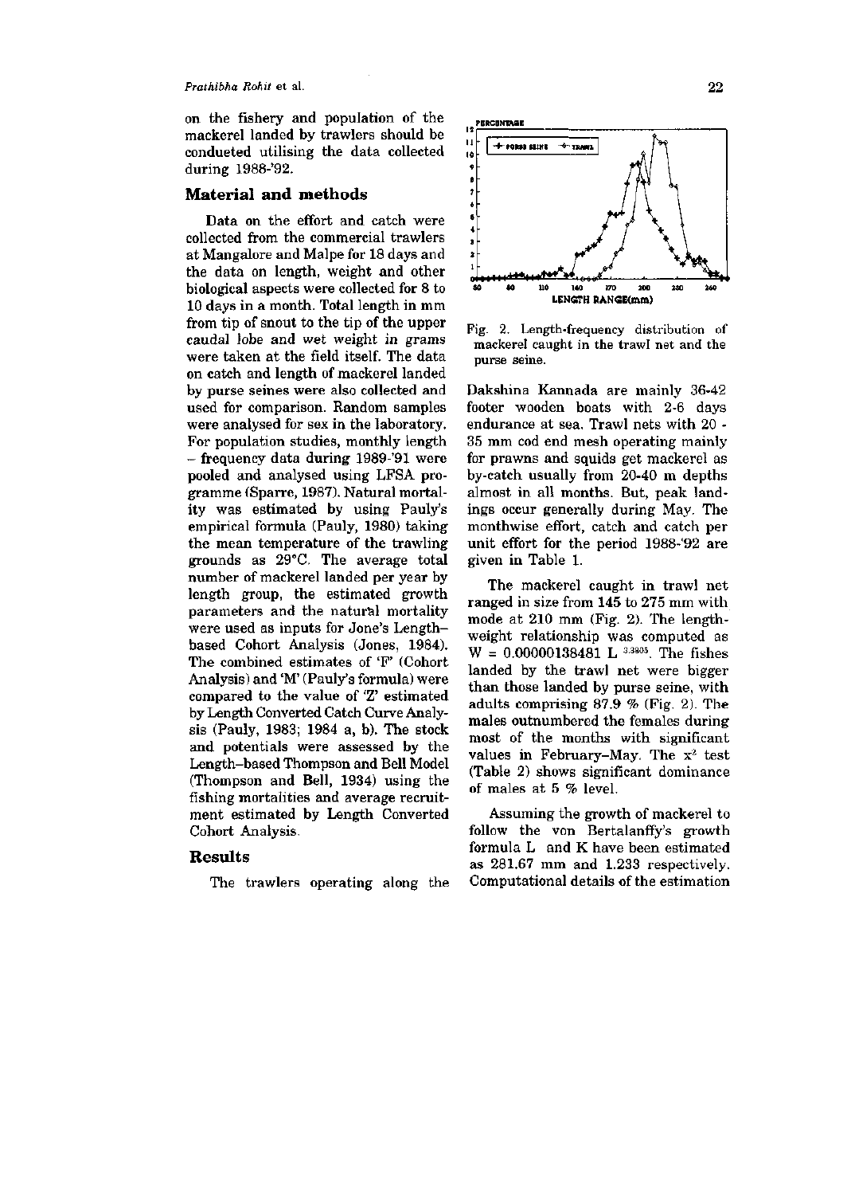on the fishery and population of the mackerel landed by trawlers should be condueted utilising the data collected during 1988-'92.

## Material and methods

Data on the effort and catch were collected from the commercial trawlers at Mangalore and Malpe for 18 days and the data on length, weight and other biological aspects were collected for 8 to 10 days in a month. Total length in mm from tip of snout to the tip of the upper caudal lobe and wet weight in grams were taken at the field itself. The data on catch and length of mackerel landed by purse seines were also collected and used for comparison. Random samples were analysed for sex in the laboratory. For population studies, monthly length – frequency data during 1989-'91 were pooled and analysed using LFSA programme (Sparre, 1987). Natural mortality was estimated by using Pauly's empirical formula (Pauly, 1980) taking the mean temperature of the trawling grounds as 29°C. The average total number of mackerel landed per year by length group, the estimated growth parameters and the natural mortality were used as inputs for Jone's Length–based Cohort Analysis (Jones, 1984). The combined estimates of 'F' (Cohort Analysis) and 'M' (Pauly's formula) were compared to the value of 'Z' estimated by Length Converted Catch Curve Analysis (Pauly, 1983; 1984 a, b). The stock and potentials were assessed by the Length–based Thompson and Bell Model (Thompson and Bell, 1934) using the fishing mortalities and average recruitment estimated by Length Converted Cohort Analysis.

## Results

The trawlers operating along the Dakshina Kannada are mainly 36-42 footer wooden boats with 2-6 days endurance at sea. Trawl nets with 20 - 35 mm cod end mesh operating mainly for prawns and squids get mackerel as by-catch usually from 20-40 m depths almost in all months. But, peak landings occur generally during May. The monthwise effort, catch and catch per unit effort for the period 1988-'92 are given in Table 1.

Fig. 2. Length-frequency distribution of mackerel caught in the trawl net and the purse seine.

The mackerel caught in trawl net ranged in size from 145 to 275 mm with mode at 210 mm (Fig. 2). The length-weight relationship was computed as $W = 0.00000138481 \ L^{3.3805}$. The fishes landed by the trawl net were bigger than those landed by purse seine, with adults comprising 87.9 % (Fig. 2). The males outnumbered the females during most of the months with significant values in February–May. The $x^2$ test (Table 2) shows significant dominance of males at 5 % level.

Assuming the growth of mackerel to follow the von Bertalanffy's growth formula L and K have been estimated as 281.67 mm and 1.233 respectively. Computational details of the estimation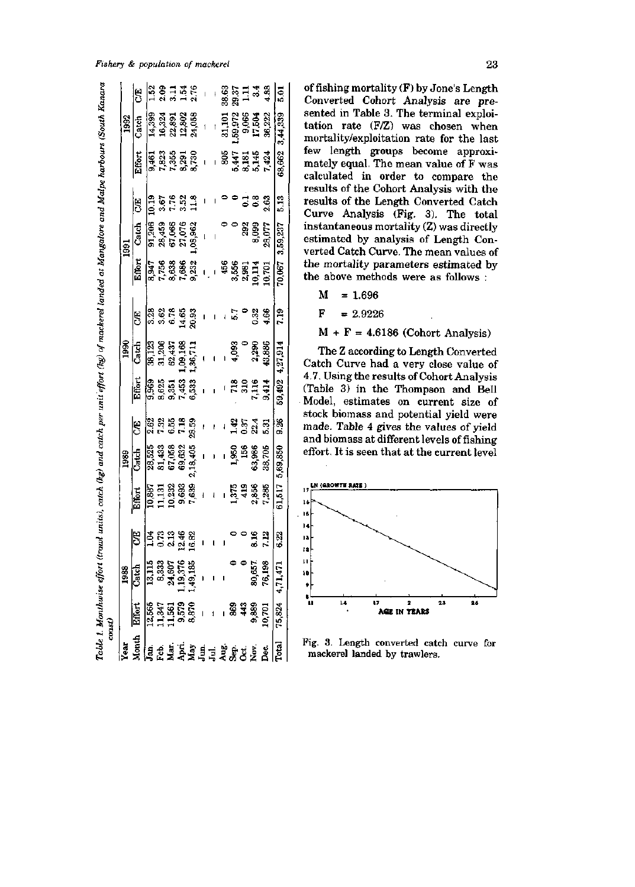Table 1. Monthwise effort (trawl units), catch (kg) and catch per unit effort (kg) of mackerel landed at Mangalore and Malpe harbours (South Kanara coast)

| Year | 1988 | | | 1989 | | | 1990 | | | 1991 | | | 1992 | | |
|---|---|---|---|---|---|---|---|---|---|---|---|---|---|---|---|
| Month | Effort | Catch | C/E | Effort | Catch | C/E | Effort | Catch | C/E | Effort | Catch | C/E | Effort | Catch | C/E |
| Jan. | 12,565 | 13,115 | 1.04 | 10,887 | 28,525 | 2.62 | 9,969 | 38,123 | 3.28 | 8,947 | 91,206 | 10.19 | 9,461 | 14,399 | 1.52 |
| Feb. | 11,347 | 8,333 | 0.73 | 11,131 | 81,433 | 7.32 | 8,625 | 31,206 | 3.62 | 7,756 | 28,459 | 3.67 | 7,823 | 16,324 | 2.09 |
| Mar. | 11,561 | 24,607 | 2.13 | 10,232 | 67,058 | 6.55 | 9,351 | 62,437 | 6.78 | 8,638 | 67,066 | 7.76 | 7,365 | 22,891 | 3.11 |
| Apri. | 9,579 | 1,19,376 | 12.46 | 9,693 | 69,632 | 7.18 | 7,453 | 1,09,168 | 14.65 | 7,686 | 27,076 | 3.52 | 8,291 | 12,802 | 1.54 |
| May | 8,870 | 1,49,185 | 16.82 | 7,639 | 2,18,405 | 28.59 | 6,533 | 1,36,711 | 20.93 | 9,232 | 1,05,962 | 11.8 | 8,730 | 24,058 | 2.76 |
| Jun. | - | - | - | - | - | - | - | - | - | - | - | - | - | - | - |
| Jul. | - | - | - | - | - | - | - | - | - | - | - | - | - | - | - |
| Aug. | - | - | - | - | - | - | - | - | - | - | - | - | - | - | - |
| Sep. | 869 | 0 | 0 | 1,375 | 1,950 | 1.42 | 718 | 4,093 | 5.7 | 456 | 0 | 0 | 805 | 31,101 | 38.63 |
| Oct. | 443 | 0 | 0 | 419 | 156 | 0.37 | 310 | 0 | 0 | 3,556 | 0 | 0 | 5,447 | 1,59,972 | 29.37 |
| Nov. | 9,889 | 80,657 | 8.16 | 2,856 | 63,986 | 22.4 | 7,116 | 2,290 | 0.32 | 2,981 | 292 | 0.1 | 8,181 | 9,066 | 1.11 |
| Dec. | 10,701 | 76,198 | 7.12 | 7,285 | 38,705 | 5.31 | 9,414 | 43,886 | 4.66 | 10,114 | 8,099 | 0.8 | 5,145 | 17,504 | 3.4 |
| | | | | | | | | | | 10,701 | 28,077 | 2.63 | 7,424 | 36,222 | 4.88 |
| Total | 75,824 | 4,71,471 | 6.22 | 61,517 | 5,69,850 | 9.26 | 59,492 | 4,27,914 | 7.19 | 70,067 | 3,59,237 | 5.13 | 68,662 | 3,44,339 | 5.01 |

of fishing mortality (F) by Jone's Length Converted Cohort Analysis are presented in Table 3. The terminal exploitation rate (F/Z) was chosen when mortality/exploitation rate for the last few length groups become approximately equal. The mean value of F was calculated in order to compare the results of the Cohort Analysis with the results of the Length Converted Catch Curve Analysis (Fig. 3). The total instantaneous mortality (Z) was directly estimated by analysis of Length Converted Catch Curve. The mean values of the mortality parameters estimated by the above methods were as follows :

$M = 1.696$

$F = 2.9226$

$M + F = 4.6186$ (Cohort Analysis)

The Z according to Length Converted Catch Curve had a very close value of 4.7. Using the results of Cohort Analysis (Table 3) in the Thompson and Bell Model, estimates on current size of stock biomass and potential yield were made. Table 4 gives the values of yield and biomass at different levels of fishing effort. It is seen that at the current level

Fig. 3. Length converted catch curve for mackerel landed by trawlers.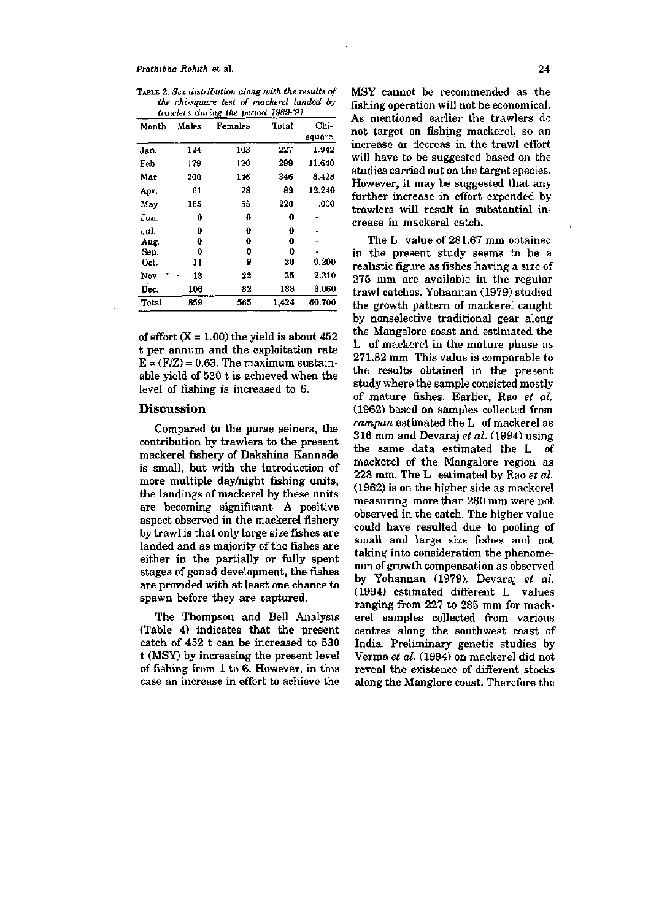TABLE 2. *Sex distribution along with the results of the chi-square test of mackerel landed by trawlers during the period 1989-'91*

| Month | Males | Females | Total | Chi-square |
|---|---|---|---|---|
| Jan. | 124 | 103 | 227 | 1.942 |
| Feb. | 179 | 120 | 299 | 11.640 |
| Mar. | 200 | 146 | 346 | 8.428 |
| Apr. | 61 | 28 | 89 | 12.240 |
| May | 165 | 55 | 220 | .000 |
| Jun. | 0 | 0 | 0 | - |
| Jul. | 0 | 0 | 0 | - |
| Aug. | 0 | 0 | 0 | - |
| Sep. | 0 | 0 | 0 | - |
| Oct. | 11 | 9 | 20 | 0.200 |
| Nov. | 13 | 22 | 35 | 2.310 |
| Dec. | 106 | 82 | 188 | 3.060 |
| Total | 859 | 565 | 1,424 | 60.700 |

of effort (X = 1.00) the yield is about 452 t per annum and the exploitation rate E = (F/Z) = 0.63. The maximum sustainable yield of 530 t is achieved when the level of fishing is increased to 6.

## Discussion

Compared to the purse seiners, the contribution by trawlers to the present mackerel fishery of Dakshina Kannade is small, but with the introduction of more multiple day/night fishing units, the landings of mackerel by these units are becoming significant. A positive aspect observed in the mackerel fishery by trawl is that only large size fishes are landed and as majority of the fishes are either in the partially or fully spent stages of gonad development, the fishes are provided with at least one chance to spawn before they are captured.

The Thompson and Bell Analysis (Table 4) indicates that the present catch of 452 t can be increased to 530 t (MSY) by increasing the present level of fishing from 1 to 6. However, in this case an increase in effort to achieve the MSY cannot be recommended as the fishing operation will not be economical. As mentioned earlier the trawlers do not target on fishing mackerel, so an increase or decreas in the trawl effort will have to be suggested based on the studies carried out on the target species. However, it may be suggested that any further increase in effort expended by trawlers will result in substantial increase in mackerel catch.

The $L_\infty$ value of 281.67 mm obtained in the present study seems to be a realistic figure as fishes having a size of 275 mm are available in the regular trawl catches. Yohannan (1979) studied the growth pattern of mackerel caught by nonselective traditional gear along the Mangalore coast and estimated the $L_\infty$ of mackerel in the mature phase as 271.82 mm. This value is comparable to the results obtained in the present study where the sample consisted mostly of mature fishes. Earlier, Rao *et al.* (1962) based on samples collected from *rampan* estimated the $L_\infty$ of mackerel as 316 mm and Devaraj *et al.* (1994) using the same data estimated the $L_\infty$ of mackerel of the Mangalore region as 228 mm. The $L_\infty$ estimated by Rao *et al.* (1962) is on the higher side as mackerel measuring more than 280 mm were not observed in the catch. The higher value could have resulted due to pooling of small and large size fishes and not taking into consideration the phenomenon of growth compensation as observed by Yohannan (1979). Devaraj *et al.* (1994) estimated different $L_\infty$ values ranging from 227 to 285 mm for mackerel samples collected from various centres along the southwest coast of India. Preliminary genetic studies by Verma *et al.* (1994) on mackerel did not reveal the existence of different stocks along the Manglore coast. Therefore the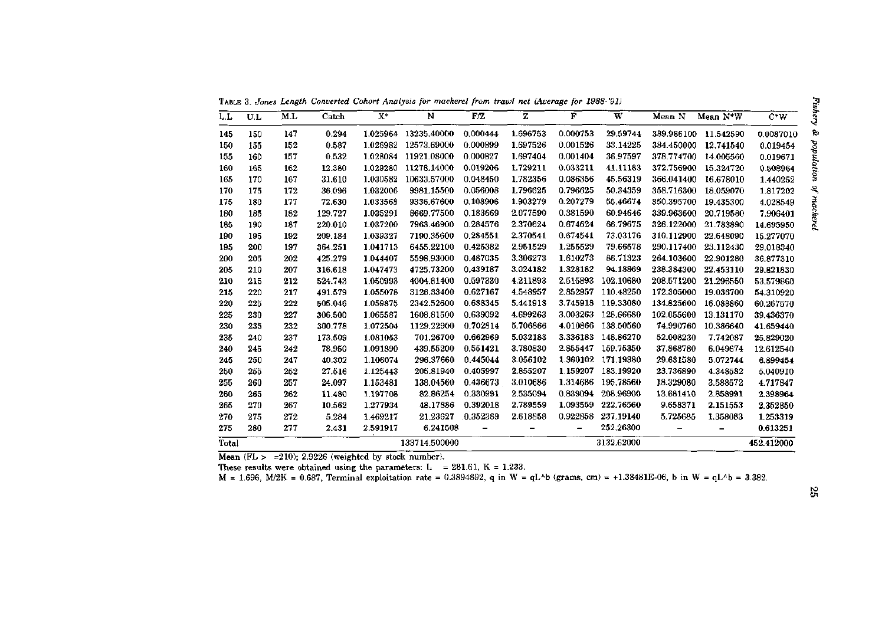TABLE 3. *Jones Length Converted Cohort Analysis for mackerel from trawl net (Average for 1988-'91)*

| L.L | U.L | M.L | Catch | X* | N | F/Z | Z | F | W | Mean N | Mean N*W | C*W |
|---|---|---|---|---|---|---|---|---|---|---|---|---|
| 145 | 150 | 147 | 0.294 | 1.025964 | 13235.40000 | 0.000444 | 1.696753 | 0.000753 | 29.59744 | 389.986100 | 11.542590 | 0.0087010 |
| 150 | 155 | 152 | 0.587 | 1.026982 | 12573.69000 | 0.000899 | 1.697526 | 0.001526 | 33.14225 | 384.450000 | 12.741540 | 0.019454 |
| 155 | 160 | 157 | 0.532 | 1.028084 | 11921.08000 | 0.000827 | 1.697404 | 0.001404 | 36.97597 | 378.774700 | 14.005560 | 0.019671 |
| 160 | 165 | 162 | 12.380 | 1.029280 | 11278.14000 | 0.019206 | 1.729211 | 0.033211 | 41.11183 | 372.756900 | 15.324720 | 0.508964 |
| 165 | 170 | 167 | 31.610 | 1.030582 | 10633.57000 | 0.048450 | 1.782356 | 0.086356 | 45.56319 | 366.041400 | 16.678010 | 1.440252 |
| 170 | 175 | 172 | 36.096 | 1.032006 | 9981.15500 | 0.056008 | 1.796625 | 0.796625 | 50.34359 | 358.716300 | 18.059070 | 1.817202 |
| 175 | 180 | 177 | 72.630 | 1.033568 | 9336.67600 | 0.108906 | 1.903279 | 0.207279 | 55.46674 | 350.395700 | 19.435300 | 4.028549 |
| 180 | 185 | 182 | 129.727 | 1.035291 | 8669.77500 | 0.183669 | 2.077590 | 0.381590 | 60.94646 | 339.963600 | 20.719580 | 7.906401 |
| 185 | 190 | 187 | 220.010 | 1.037200 | 7963.46900 | 0.284576 | 2.370624 | 0.674624 | 66.79675 | 326.122000 | 21.783890 | 14.695950 |
| 190 | 195 | 192 | 209.184 | 1.039327 | 7190.35600 | 0.284551 | 2.370541 | 0.674541 | 73.03176 | 310.112900 | 22.648090 | 15.277070 |
| 195 | 200 | 197 | 364.251 | 1.041713 | 6455.22100 | 0.425382 | 2.951529 | 1.255529 | 79.66578 | 290.117400 | 23.112430 | 29.018340 |
| 200 | 205 | 202 | 425.279 | 1.044407 | 5598.93000 | 0.487035 | 3.306273 | 1.610273 | 86.71323 | 264.103600 | 22.901280 | 36.877310 |
| 205 | 210 | 207 | 316.618 | 1.047473 | 4725.73200 | 0.439187 | 3.024182 | 1.328182 | 94.18869 | 238.384300 | 22.453110 | 29.821830 |
| 210 | 215 | 212 | 524.743 | 1.050993 | 4004.81400 | 0.597830 | 4.211893 | 2.515893 | 102.10680 | 208.571200 | 21.296550 | 53.579860 |
| 215 | 220 | 217 | 491.579 | 1.055078 | 3126.33400 | 0.627167 | 4.548957 | 2.852957 | 110.48250 | 172.305000 | 19.036700 | 54.310920 |
| 220 | 225 | 222 | 505.046 | 1.059875 | 2342.52600 | 0.688345 | 5.441918 | 3.745918 | 119.33080 | 134.825600 | 16.088860 | 60.267570 |
| 225 | 230 | 227 | 306.500 | 1.065587 | 1608.81500 | 0.639092 | 4.699263 | 3.003263 | 128.66680 | 102.055600 | 13.131170 | 39.436370 |
| 230 | 235 | 232 | 300.778 | 1.072504 | 1129.22900 | 0.702814 | 5.706866 | 4.010866 | 138.50560 | 74.990760 | 10.386640 | 41.659440 |
| 235 | 240 | 237 | 173.509 | 1.081053 | 701.26700 | 0.662969 | 5.032183 | 3.336183 | 148.86270 | 52.008230 | 7.742087 | 25.829020 |
| 240 | 245 | 242 | 78.950 | 1.091890 | 439.55200 | 0.551421 | 3.780830 | 2.855447 | 159.75350 | 37.868780 | 6.049674 | 12.612540 |
| 245 | 250 | 247 | 40.302 | 1.106074 | 296.37660 | 0.445044 | 3.056102 | 1.360102 | 171.19380 | 29.631580 | 5.072744 | 6.899454 |
| 250 | 255 | 252 | 27.516 | 1.125443 | 205.81940 | 0.405997 | 2.855207 | 1.159207 | 183.19920 | 23.736890 | 4.348582 | 5.040910 |
| 255 | 260 | 257 | 24.097 | 1.153481 | 138.04560 | 0.436673 | 3.010686 | 1.314686 | 195.78560 | 18.329080 | 3.588572 | 4.717847 |
| 260 | 265 | 262 | 11.480 | 1.197708 | 82.86254 | 0.330991 | 2.535094 | 0.839094 | 208.96900 | 13.681410 | 2.858991 | 2.398964 |
| 265 | 270 | 267 | 10.562 | 1.277934 | 48.17886 | 0.392018 | 2.789559 | 1.093559 | 222.76560 | 9.658371 | 2.151553 | 2.352850 |
| 270 | 275 | 272 | 5.284 | 1.469217 | 21.23627 | 0.352389 | 2.618858 | 0.922858 | 237.19140 | 5.725685 | 1.358083 | 1.253319 |
| 275 | 280 | 277 | 2.431 | 2.591917 | 6.241508 | – | – | – | 252.26300 | – | – | 0.613251 |
| Total | | | | | 133714.500000 | | | | 3132.62000 | | | 452.412000 |

Mean (FL > =210); 2.9226 (weighted by stock number).

These results were obtained using the parameters: L = 281.61, K = 1.233.

M = 1.696, M/2K = 0.687, Terminal exploitation rate = 0.3894892, q in W = qL^b (grams, cm) = +1.38481E-06, b in W = qL^b = 3.382.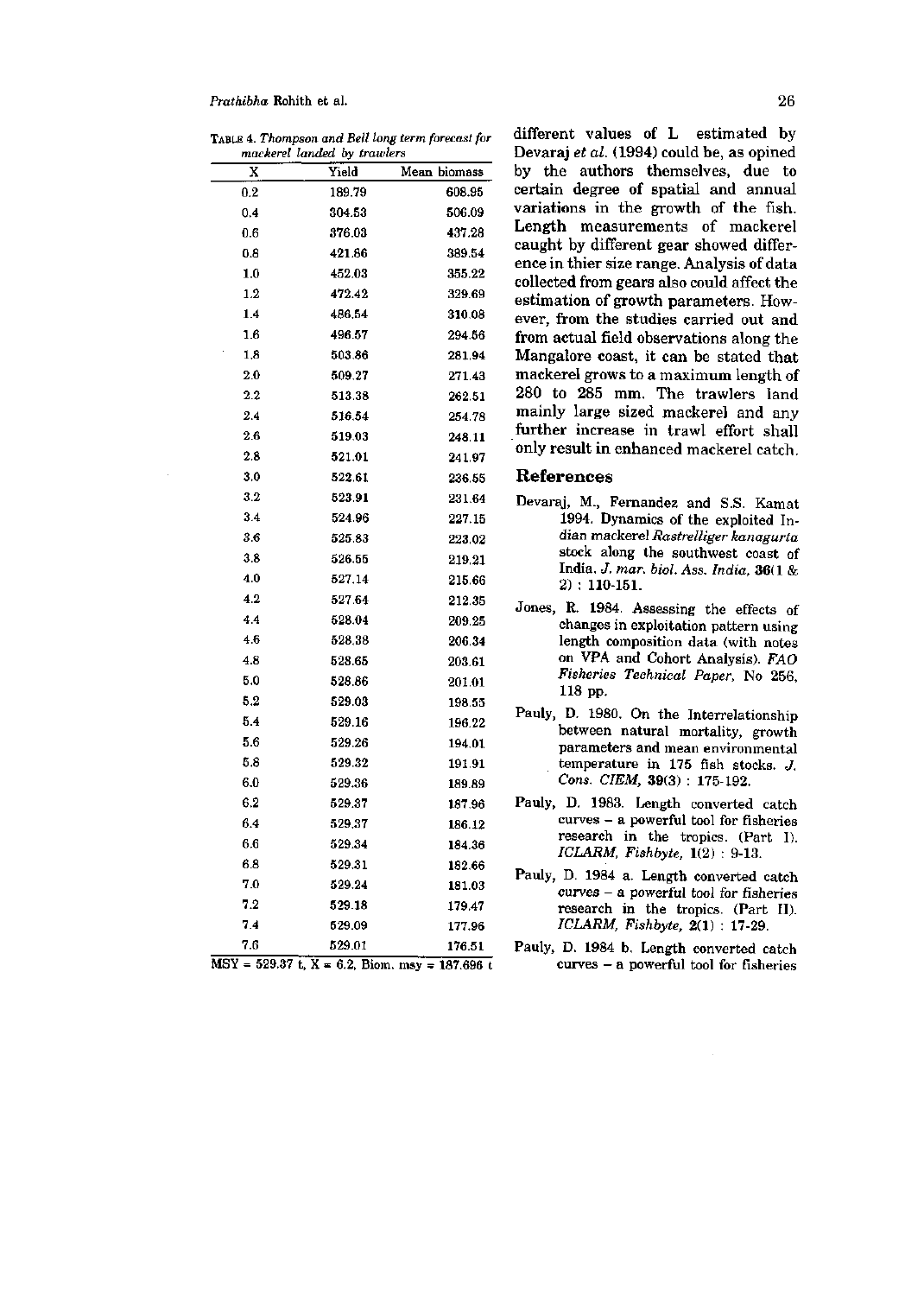TABLE 4. *Thompson and Bell long term forecast for mackerel landed by trawlers*

| X | Yield | Mean biomass |
|---|---|---|
| 0.2 | 189.79 | 608.95 |
| 0.4 | 304.53 | 506.09 |
| 0.6 | 376.03 | 437.28 |
| 0.8 | 421.86 | 389.54 |
| 1.0 | 452.03 | 355.22 |
| 1.2 | 472.42 | 329.69 |
| 1.4 | 486.54 | 310.08 |
| 1.6 | 496.57 | 294.56 |
| 1.8 | 503.86 | 281.94 |
| 2.0 | 509.27 | 271.43 |
| 2.2 | 513.38 | 262.51 |
| 2.4 | 516.54 | 254.78 |
| 2.6 | 519.03 | 248.11 |
| 2.8 | 521.01 | 241.97 |
| 3.0 | 522.61 | 236.55 |
| 3.2 | 523.91 | 231.64 |
| 3.4 | 524.96 | 227.15 |
| 3.6 | 525.83 | 223.02 |
| 3.8 | 526.55 | 219.21 |
| 4.0 | 527.14 | 215.66 |
| 4.2 | 527.64 | 212.35 |
| 4.4 | 528.04 | 209.25 |
| 4.6 | 528.38 | 206.34 |
| 4.8 | 528.65 | 203.61 |
| 5.0 | 528.86 | 201.01 |
| 5.2 | 529.03 | 198.55 |
| 5.4 | 529.16 | 196.22 |
| 5.6 | 529.26 | 194.01 |
| 5.8 | 529.32 | 191.91 |
| 6.0 | 529.36 | 189.89 |
| 6.2 | 529.37 | 187.96 |
| 6.4 | 529.37 | 186.12 |
| 6.6 | 529.34 | 184.36 |
| 6.8 | 529.31 | 182.66 |
| 7.0 | 529.24 | 181.03 |
| 7.2 | 529.18 | 179.47 |
| 7.4 | 529.09 | 177.96 |
| 7.6 | 529.01 | 176.51 |

MSY = 529.37 t, X = 6.2, Biom. msy = 187.696 t

different values of $L_\infty$ estimated by Devaraj *et al.* (1994) could be, as opined by the authors themselves, due to certain degree of spatial and annual variations in the growth of the fish. Length measurements of mackerel caught by different gear showed difference in thier size range. Analysis of data collected from gears also could affect the estimation of growth parameters. However, from the studies carried out and from actual field observations along the Mangalore coast, it can be stated that mackerel grows to a maximum length of 280 to 285 mm. The trawlers land mainly large sized mackerel and any further increase in trawl effort shall only result in enhanced mackerel catch.

## References

Devaraj, M., Fernandez and S.S. Kamat 1994. Dynamics of the exploited Indian mackerel *Rastrelliger kanagurta* stock along the southwest coast of India. *J. mar. biol. Ass. India*, **36**(1 & 2) : 110-151.

Jones, R. 1984. Assessing the effects of changes in exploitation pattern using length composition data (with notes on VPA and Cohort Analysis). *FAO Fisheries Technical Paper*, No 256, 118 pp.

Pauly, D. 1980. On the Interrelationship between natural mortality, growth parameters and mean environmental temperature in 175 fish stocks. *J. Cons. CIEM*, **39**(3) : 175-192.

Pauly, D. 1983. Length converted catch curves – a powerful tool for fisheries research in the tropics. (Part I). *ICLARM, Fishbyte*, **1**(2) : 9-13.

Pauly, D. 1984 a. Length converted catch curves – a powerful tool for fisheries research in the tropics. (Part II). *ICLARM, Fishbyte*, **2**(1) : 17-29.

Pauly, D. 1984 b. Length converted catch curves – a powerful tool for fisheries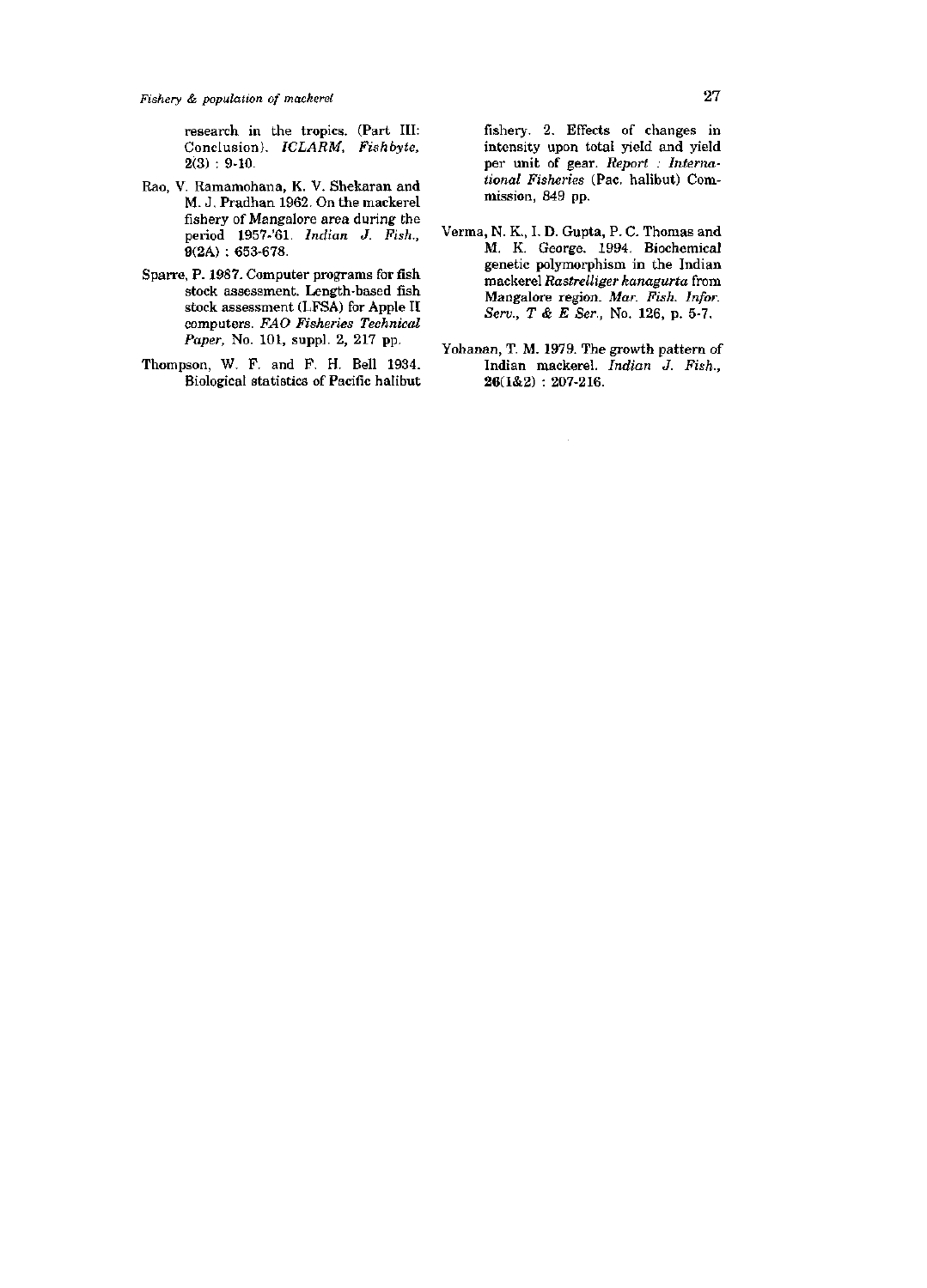research in the tropics. (Part III: Conclusion). *ICLARM, Fishbyte*, **2**(3) : 9-10.

Rao, V. Ramamohana, K. V. Shekaran and M. J. Pradhan 1962. On the mackerel fishery of Mangalore area during the period 1957-'61. *Indian J. Fish.*, **9**(2A) : 653-678.

Sparre, P. 1987. Computer programs for fish stock assessment. Length-based fish stock assessment (LFSA) for Apple II computers. *FAO Fisheries Technical Paper*, No. 101, suppl. 2, 217 pp.

Thompson, W. F. and F. H. Bell 1934. Biological statistics of Pacific halibut fishery. 2. Effects of changes in intensity upon total yield and yield per unit of gear. *Report : International Fisheries* (Pac. halibut) Commission, 849 pp.

Verma, N. K., I. D. Gupta, P. C. Thomas and M. K. George. 1994. Biochemical genetic polymorphism in the Indian mackerel *Rastrelliger kanagurta* from Mangalore region. *Mar. Fish. Infor. Serv., T & E Ser.*, No. 126, p. 5-7.

Yohanan, T. M. 1979. The growth pattern of Indian mackerel. *Indian J. Fish.*, **26**(1&2) : 207-216.